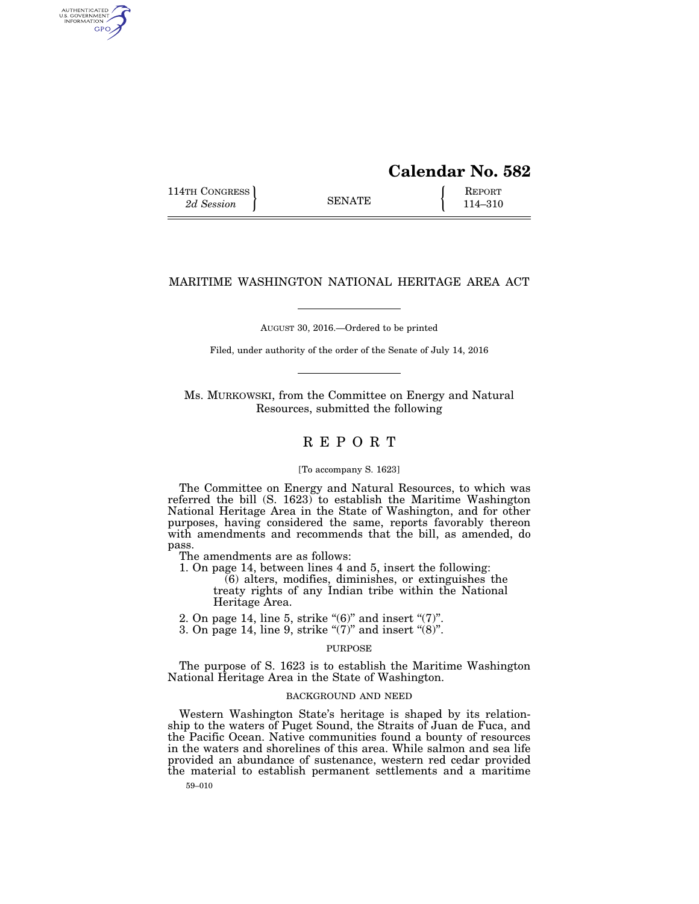# Calendar No. 582

114TH CONGRESS
*2d Session*

SENATE

REPORT
114–310

## MARITIME WASHINGTON NATIONAL HERITAGE AREA ACT

AUGUST 30, 2016.—Ordered to be printed

Filed, under authority of the order of the Senate of July 14, 2016

Ms. MURKOWSKI, from the Committee on Energy and Natural Resources, submitted the following

## R E P O R T

[To accompany S. 1623]

The Committee on Energy and Natural Resources, to which was referred the bill (S. 1623) to establish the Maritime Washington National Heritage Area in the State of Washington, and for other purposes, having considered the same, reports favorably thereon with amendments and recommends that the bill, as amended, do pass.

The amendments are as follows:

1. On page 14, between lines 4 and 5, insert the following:

   (6) alters, modifies, diminishes, or extinguishes the treaty rights of any Indian tribe within the National Heritage Area.

2. On page 14, line 5, strike "(6)" and insert "(7)".
3. On page 14, line 9, strike "(7)" and insert "(8)".

### PURPOSE

The purpose of S. 1623 is to establish the Maritime Washington National Heritage Area in the State of Washington.

### BACKGROUND AND NEED

Western Washington State's heritage is shaped by its relationship to the waters of Puget Sound, the Straits of Juan de Fuca, and the Pacific Ocean. Native communities found a bounty of resources in the waters and shorelines of this area. While salmon and sea life provided an abundance of sustenance, western red cedar provided the material to establish permanent settlements and a maritime

59–010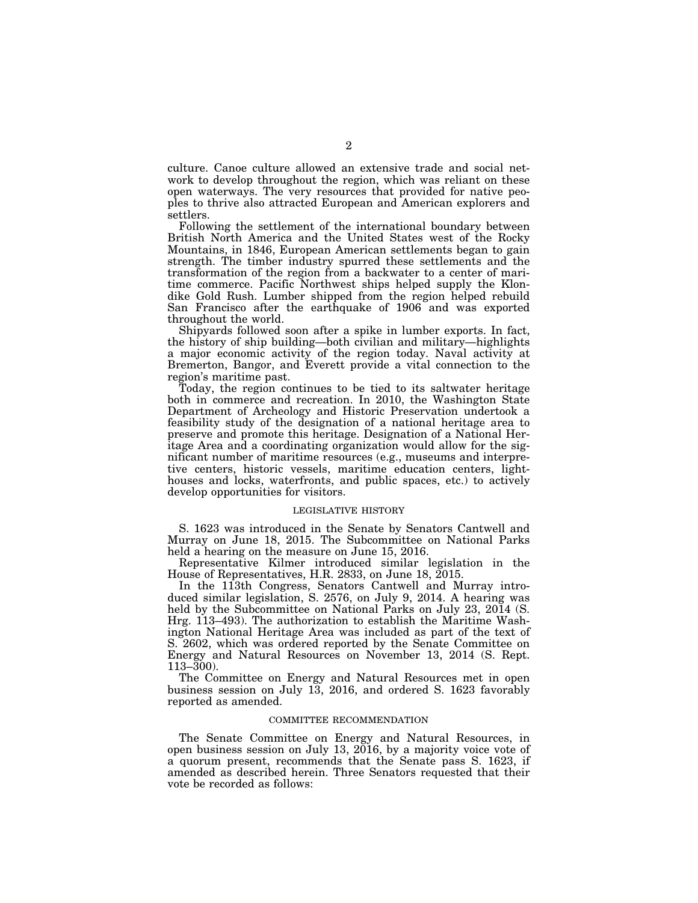culture. Canoe culture allowed an extensive trade and social network to develop throughout the region, which was reliant on these open waterways. The very resources that provided for native peoples to thrive also attracted European and American explorers and settlers.

Following the settlement of the international boundary between British North America and the United States west of the Rocky Mountains, in 1846, European American settlements began to gain strength. The timber industry spurred these settlements and the transformation of the region from a backwater to a center of maritime commerce. Pacific Northwest ships helped supply the Klondike Gold Rush. Lumber shipped from the region helped rebuild San Francisco after the earthquake of 1906 and was exported throughout the world.

Shipyards followed soon after a spike in lumber exports. In fact, the history of ship building—both civilian and military—highlights a major economic activity of the region today. Naval activity at Bremerton, Bangor, and Everett provide a vital connection to the region's maritime past.

Today, the region continues to be tied to its saltwater heritage both in commerce and recreation. In 2010, the Washington State Department of Archeology and Historic Preservation undertook a feasibility study of the designation of a national heritage area to preserve and promote this heritage. Designation of a National Heritage Area and a coordinating organization would allow for the significant number of maritime resources (e.g., museums and interpretive centers, historic vessels, maritime education centers, lighthouses and locks, waterfronts, and public spaces, etc.) to actively develop opportunities for visitors.

## LEGISLATIVE HISTORY

S. 1623 was introduced in the Senate by Senators Cantwell and Murray on June 18, 2015. The Subcommittee on National Parks held a hearing on the measure on June 15, 2016.

Representative Kilmer introduced similar legislation in the House of Representatives, H.R. 2833, on June 18, 2015.

In the 113th Congress, Senators Cantwell and Murray introduced similar legislation, S. 2576, on July 9, 2014. A hearing was held by the Subcommittee on National Parks on July 23, 2014 (S. Hrg. 113–493). The authorization to establish the Maritime Washington National Heritage Area was included as part of the text of S. 2602, which was ordered reported by the Senate Committee on Energy and Natural Resources on November 13, 2014 (S. Rept. 113–300).

The Committee on Energy and Natural Resources met in open business session on July 13, 2016, and ordered S. 1623 favorably reported as amended.

## COMMITTEE RECOMMENDATION

The Senate Committee on Energy and Natural Resources, in open business session on July 13, 2016, by a majority voice vote of a quorum present, recommends that the Senate pass S. 1623, if amended as described herein. Three Senators requested that their vote be recorded as follows: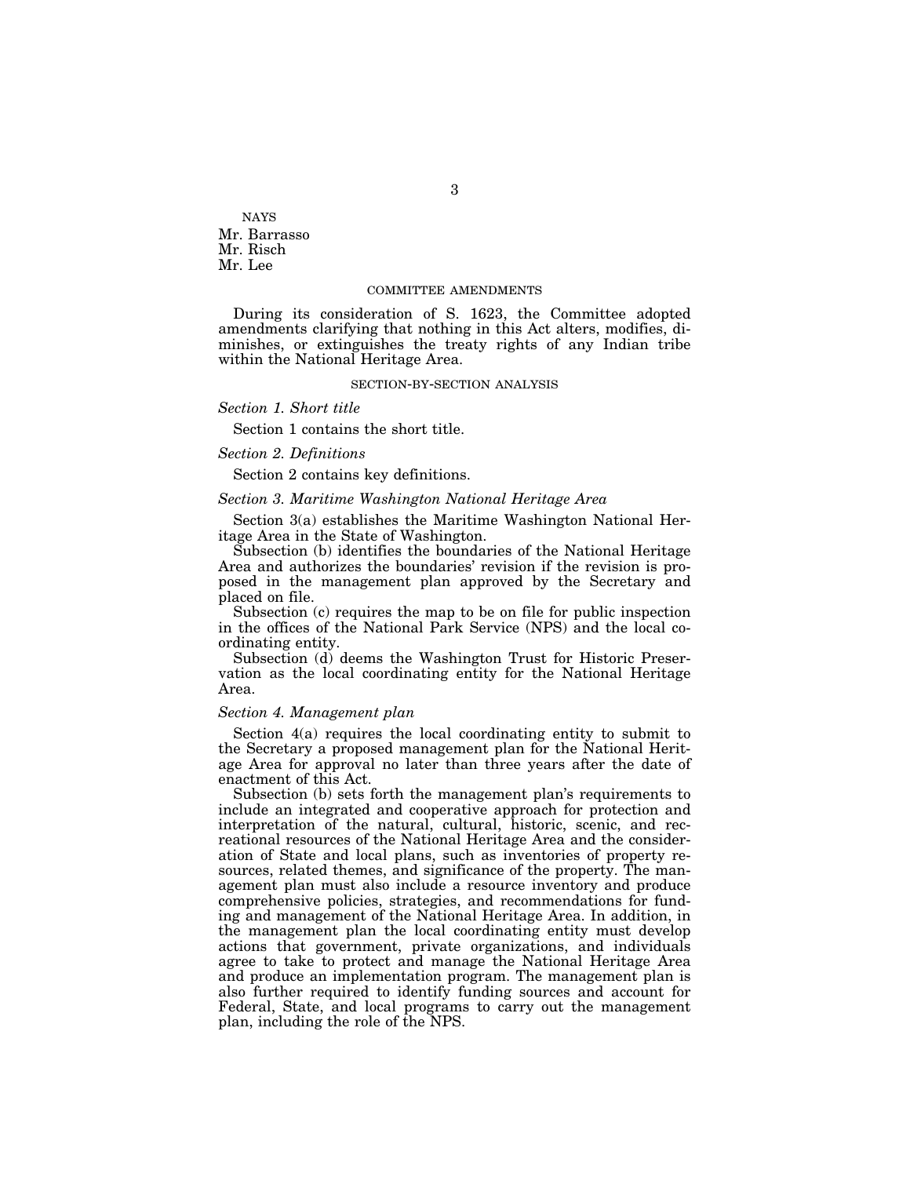NAYS

Mr. Barrasso
Mr. Risch
Mr. Lee

## COMMITTEE AMENDMENTS

During its consideration of S. 1623, the Committee adopted amendments clarifying that nothing in this Act alters, modifies, diminishes, or extinguishes the treaty rights of any Indian tribe within the National Heritage Area.

## SECTION-BY-SECTION ANALYSIS

*Section 1. Short title*

Section 1 contains the short title.

*Section 2. Definitions*

Section 2 contains key definitions.

*Section 3. Maritime Washington National Heritage Area*

Section 3(a) establishes the Maritime Washington National Heritage Area in the State of Washington.

Subsection (b) identifies the boundaries of the National Heritage Area and authorizes the boundaries' revision if the revision is proposed in the management plan approved by the Secretary and placed on file.

Subsection (c) requires the map to be on file for public inspection in the offices of the National Park Service (NPS) and the local coordinating entity.

Subsection (d) deems the Washington Trust for Historic Preservation as the local coordinating entity for the National Heritage Area.

*Section 4. Management plan*

Section 4(a) requires the local coordinating entity to submit to the Secretary a proposed management plan for the National Heritage Area for approval no later than three years after the date of enactment of this Act.

Subsection (b) sets forth the management plan's requirements to include an integrated and cooperative approach for protection and interpretation of the natural, cultural, historic, scenic, and recreational resources of the National Heritage Area and the consideration of State and local plans, such as inventories of property resources, related themes, and significance of the property. The management plan must also include a resource inventory and produce comprehensive policies, strategies, and recommendations for funding and management of the National Heritage Area. In addition, in the management plan the local coordinating entity must develop actions that government, private organizations, and individuals agree to take to protect and manage the National Heritage Area and produce an implementation program. The management plan is also further required to identify funding sources and account for Federal, State, and local programs to carry out the management plan, including the role of the NPS.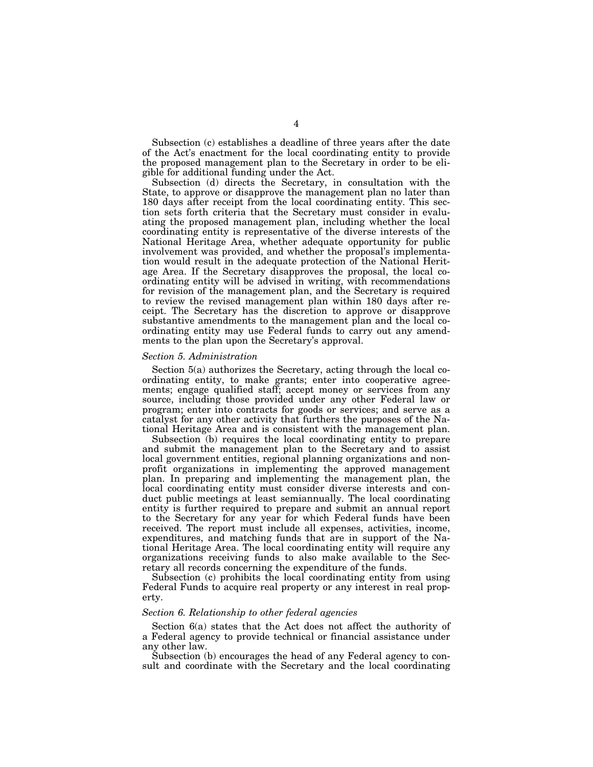Subsection (c) establishes a deadline of three years after the date of the Act's enactment for the local coordinating entity to provide the proposed management plan to the Secretary in order to be eligible for additional funding under the Act.

Subsection (d) directs the Secretary, in consultation with the State, to approve or disapprove the management plan no later than 180 days after receipt from the local coordinating entity. This section sets forth criteria that the Secretary must consider in evaluating the proposed management plan, including whether the local coordinating entity is representative of the diverse interests of the National Heritage Area, whether adequate opportunity for public involvement was provided, and whether the proposal's implementation would result in the adequate protection of the National Heritage Area. If the Secretary disapproves the proposal, the local coordinating entity will be advised in writing, with recommendations for revision of the management plan, and the Secretary is required to review the revised management plan within 180 days after receipt. The Secretary has the discretion to approve or disapprove substantive amendments to the management plan and the local coordinating entity may use Federal funds to carry out any amendments to the plan upon the Secretary's approval.

*Section 5. Administration*

Section 5(a) authorizes the Secretary, acting through the local coordinating entity, to make grants; enter into cooperative agreements; engage qualified staff; accept money or services from any source, including those provided under any other Federal law or program; enter into contracts for goods or services; and serve as a catalyst for any other activity that furthers the purposes of the National Heritage Area and is consistent with the management plan.

Subsection (b) requires the local coordinating entity to prepare and submit the management plan to the Secretary and to assist local government entities, regional planning organizations and nonprofit organizations in implementing the approved management plan. In preparing and implementing the management plan, the local coordinating entity must consider diverse interests and conduct public meetings at least semiannually. The local coordinating entity is further required to prepare and submit an annual report to the Secretary for any year for which Federal funds have been received. The report must include all expenses, activities, income, expenditures, and matching funds that are in support of the National Heritage Area. The local coordinating entity will require any organizations receiving funds to also make available to the Secretary all records concerning the expenditure of the funds.

Subsection (c) prohibits the local coordinating entity from using Federal Funds to acquire real property or any interest in real property.

*Section 6. Relationship to other federal agencies*

Section 6(a) states that the Act does not affect the authority of a Federal agency to provide technical or financial assistance under any other law.

Subsection (b) encourages the head of any Federal agency to consult and coordinate with the Secretary and the local coordinating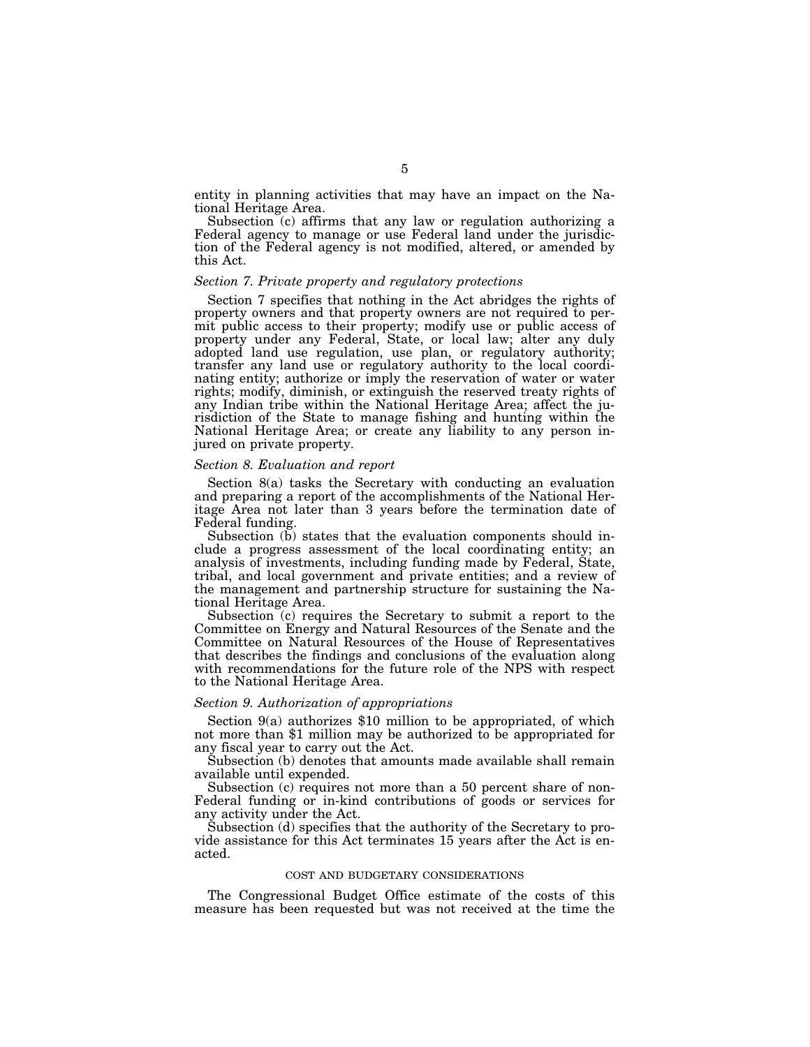entity in planning activities that may have an impact on the National Heritage Area.

Subsection (c) affirms that any law or regulation authorizing a Federal agency to manage or use Federal land under the jurisdiction of the Federal agency is not modified, altered, or amended by this Act.

### *Section 7. Private property and regulatory protections*

Section 7 specifies that nothing in the Act abridges the rights of property owners and that property owners are not required to permit public access to their property; modify use or public access of property under any Federal, State, or local law; alter any duly adopted land use regulation, use plan, or regulatory authority; transfer any land use or regulatory authority to the local coordinating entity; authorize or imply the reservation of water or water rights; modify, diminish, or extinguish the reserved treaty rights of any Indian tribe within the National Heritage Area; affect the jurisdiction of the State to manage fishing and hunting within the National Heritage Area; or create any liability to any person injured on private property.

### *Section 8. Evaluation and report*

Section 8(a) tasks the Secretary with conducting an evaluation and preparing a report of the accomplishments of the National Heritage Area not later than 3 years before the termination date of Federal funding.

Subsection (b) states that the evaluation components should include a progress assessment of the local coordinating entity; an analysis of investments, including funding made by Federal, State, tribal, and local government and private entities; and a review of the management and partnership structure for sustaining the National Heritage Area.

Subsection (c) requires the Secretary to submit a report to the Committee on Energy and Natural Resources of the Senate and the Committee on Natural Resources of the House of Representatives that describes the findings and conclusions of the evaluation along with recommendations for the future role of the NPS with respect to the National Heritage Area.

### *Section 9. Authorization of appropriations*

Section 9(a) authorizes $10 million to be appropriated, of which not more than $1 million may be authorized to be appropriated for any fiscal year to carry out the Act.

Subsection (b) denotes that amounts made available shall remain available until expended.

Subsection (c) requires not more than a 50 percent share of non-Federal funding or in-kind contributions of goods or services for any activity under the Act.

Subsection (d) specifies that the authority of the Secretary to provide assistance for this Act terminates 15 years after the Act is enacted.

## COST AND BUDGETARY CONSIDERATIONS

The Congressional Budget Office estimate of the costs of this measure has been requested but was not received at the time the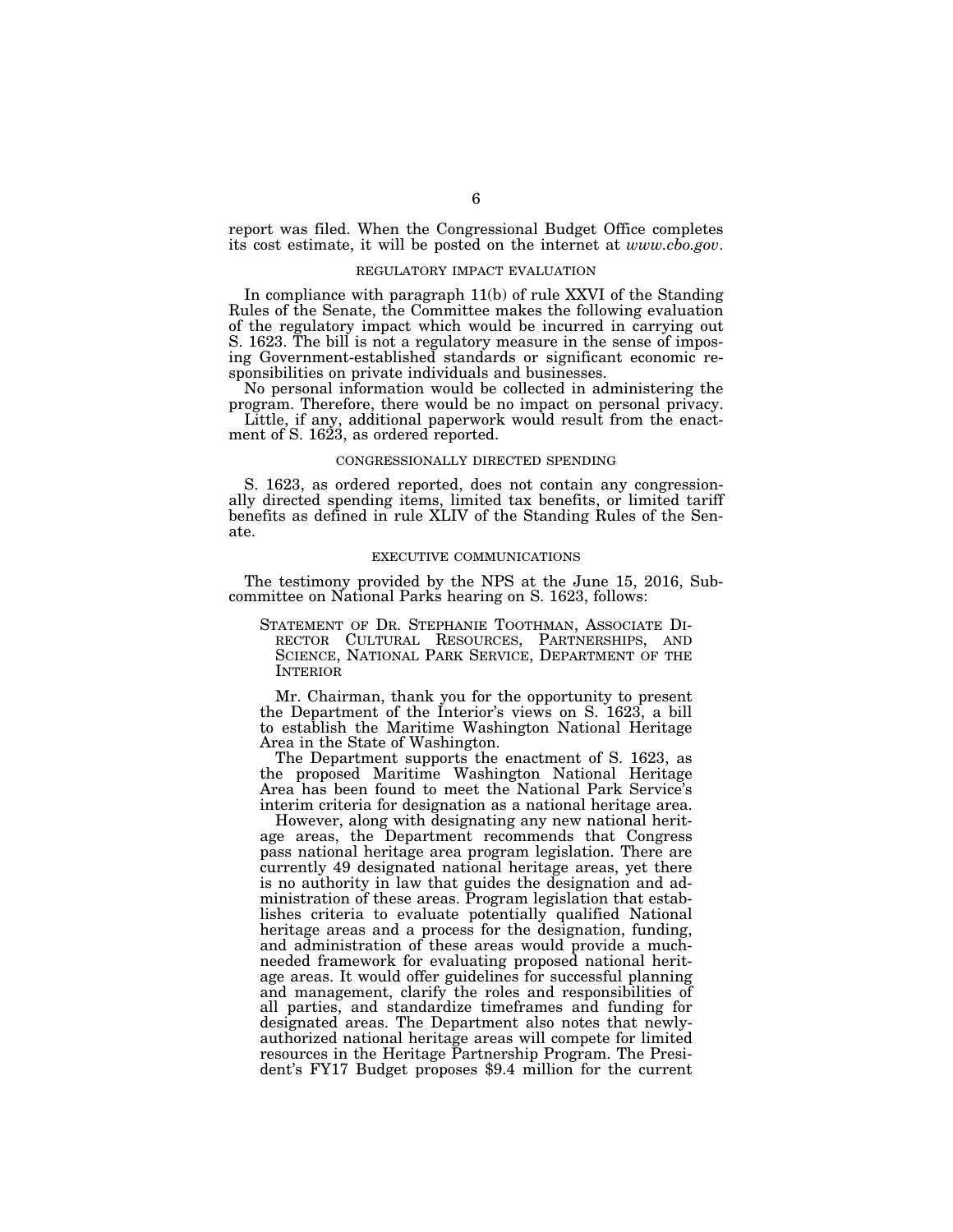report was filed. When the Congressional Budget Office completes its cost estimate, it will be posted on the internet at *www.cbo.gov*.

## REGULATORY IMPACT EVALUATION

In compliance with paragraph 11(b) of rule XXVI of the Standing Rules of the Senate, the Committee makes the following evaluation of the regulatory impact which would be incurred in carrying out S. 1623. The bill is not a regulatory measure in the sense of imposing Government-established standards or significant economic responsibilities on private individuals and businesses.

No personal information would be collected in administering the program. Therefore, there would be no impact on personal privacy.

Little, if any, additional paperwork would result from the enactment of S. 1623, as ordered reported.

## CONGRESSIONALLY DIRECTED SPENDING

S. 1623, as ordered reported, does not contain any congressionally directed spending items, limited tax benefits, or limited tariff benefits as defined in rule XLIV of the Standing Rules of the Senate.

## EXECUTIVE COMMUNICATIONS

The testimony provided by the NPS at the June 15, 2016, Subcommittee on National Parks hearing on S. 1623, follows:

STATEMENT OF DR. STEPHANIE TOOTHMAN, ASSOCIATE DIRECTOR CULTURAL RESOURCES, PARTNERSHIPS, AND SCIENCE, NATIONAL PARK SERVICE, DEPARTMENT OF THE INTERIOR

Mr. Chairman, thank you for the opportunity to present the Department of the Interior's views on S. 1623, a bill to establish the Maritime Washington National Heritage Area in the State of Washington.

The Department supports the enactment of S. 1623, as the proposed Maritime Washington National Heritage Area has been found to meet the National Park Service's interim criteria for designation as a national heritage area.

However, along with designating any new national heritage areas, the Department recommends that Congress pass national heritage area program legislation. There are currently 49 designated national heritage areas, yet there is no authority in law that guides the designation and administration of these areas. Program legislation that establishes criteria to evaluate potentially qualified National heritage areas and a process for the designation, funding, and administration of these areas would provide a much-needed framework for evaluating proposed national heritage areas. It would offer guidelines for successful planning and management, clarify the roles and responsibilities of all parties, and standardize timeframes and funding for designated areas. The Department also notes that newly-authorized national heritage areas will compete for limited resources in the Heritage Partnership Program. The President's FY17 Budget proposes $9.4 million for the current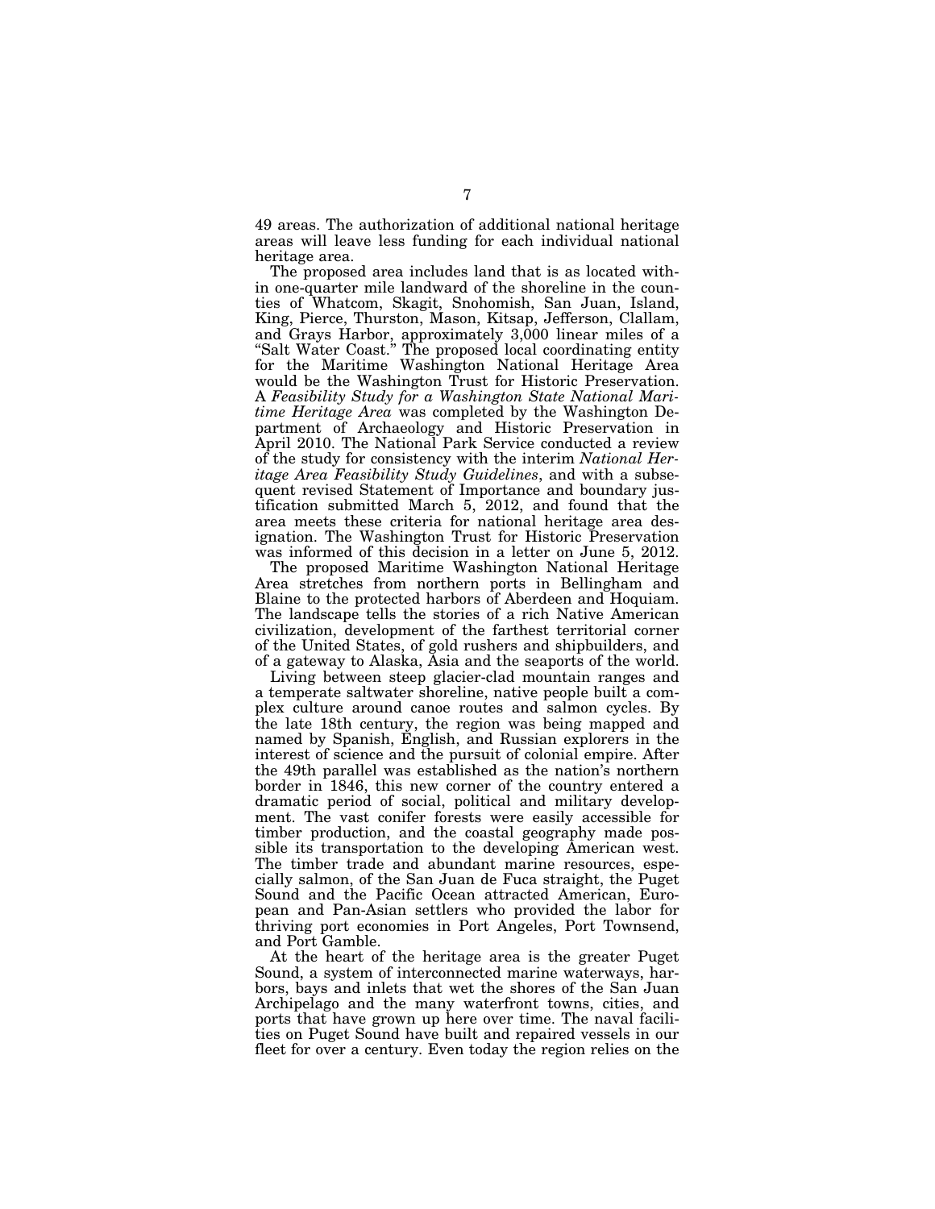49 areas. The authorization of additional national heritage areas will leave less funding for each individual national heritage area.

The proposed area includes land that is as located within one-quarter mile landward of the shoreline in the counties of Whatcom, Skagit, Snohomish, San Juan, Island, King, Pierce, Thurston, Mason, Kitsap, Jefferson, Clallam, and Grays Harbor, approximately 3,000 linear miles of a "Salt Water Coast." The proposed local coordinating entity for the Maritime Washington National Heritage Area would be the Washington Trust for Historic Preservation. A *Feasibility Study for a Washington State National Maritime Heritage Area* was completed by the Washington Department of Archaeology and Historic Preservation in April 2010. The National Park Service conducted a review of the study for consistency with the interim *National Heritage Area Feasibility Study Guidelines*, and with a subsequent revised Statement of Importance and boundary justification submitted March 5, 2012, and found that the area meets these criteria for national heritage area designation. The Washington Trust for Historic Preservation was informed of this decision in a letter on June 5, 2012.

The proposed Maritime Washington National Heritage Area stretches from northern ports in Bellingham and Blaine to the protected harbors of Aberdeen and Hoquiam. The landscape tells the stories of a rich Native American civilization, development of the farthest territorial corner of the United States, of gold rushers and shipbuilders, and of a gateway to Alaska, Asia and the seaports of the world.

Living between steep glacier-clad mountain ranges and a temperate saltwater shoreline, native people built a complex culture around canoe routes and salmon cycles. By the late 18th century, the region was being mapped and named by Spanish, English, and Russian explorers in the interest of science and the pursuit of colonial empire. After the 49th parallel was established as the nation's northern border in 1846, this new corner of the country entered a dramatic period of social, political and military development. The vast conifer forests were easily accessible for timber production, and the coastal geography made possible its transportation to the developing American west. The timber trade and abundant marine resources, especially salmon, of the San Juan de Fuca straight, the Puget Sound and the Pacific Ocean attracted American, European and Pan-Asian settlers who provided the labor for thriving port economies in Port Angeles, Port Townsend, and Port Gamble.

At the heart of the heritage area is the greater Puget Sound, a system of interconnected marine waterways, harbors, bays and inlets that wet the shores of the San Juan Archipelago and the many waterfront towns, cities, and ports that have grown up here over time. The naval facilities on Puget Sound have built and repaired vessels in our fleet for over a century. Even today the region relies on the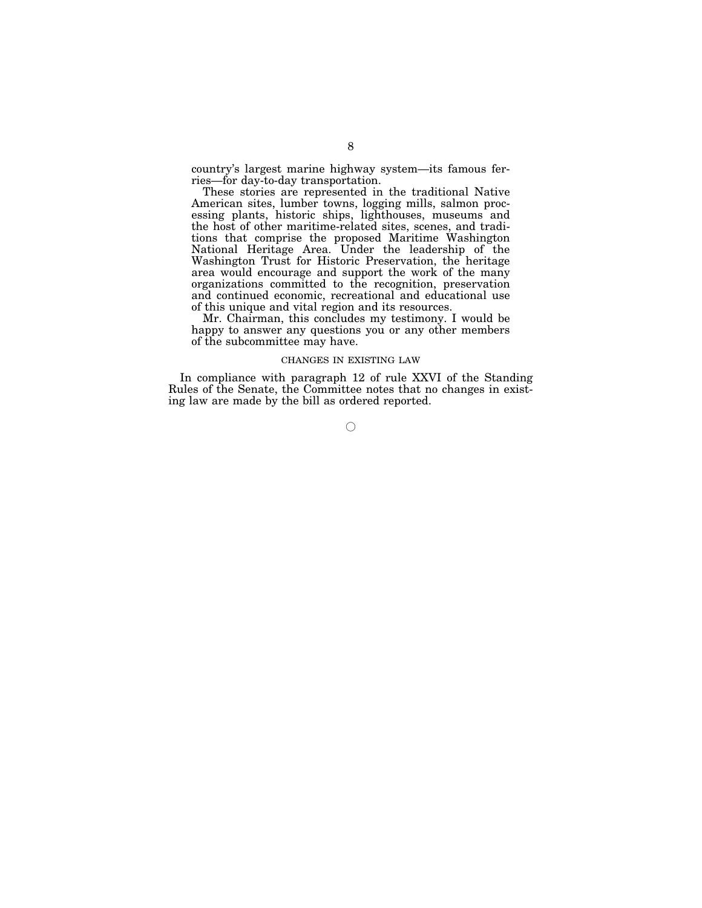country's largest marine highway system—its famous ferries—for day-to-day transportation.

These stories are represented in the traditional Native American sites, lumber towns, logging mills, salmon processing plants, historic ships, lighthouses, museums and the host of other maritime-related sites, scenes, and traditions that comprise the proposed Maritime Washington National Heritage Area. Under the leadership of the Washington Trust for Historic Preservation, the heritage area would encourage and support the work of the many organizations committed to the recognition, preservation and continued economic, recreational and educational use of this unique and vital region and its resources.

Mr. Chairman, this concludes my testimony. I would be happy to answer any questions you or any other members of the subcommittee may have.

## CHANGES IN EXISTING LAW

In compliance with paragraph 12 of rule XXVI of the Standing Rules of the Senate, the Committee notes that no changes in existing law are made by the bill as ordered reported.

○